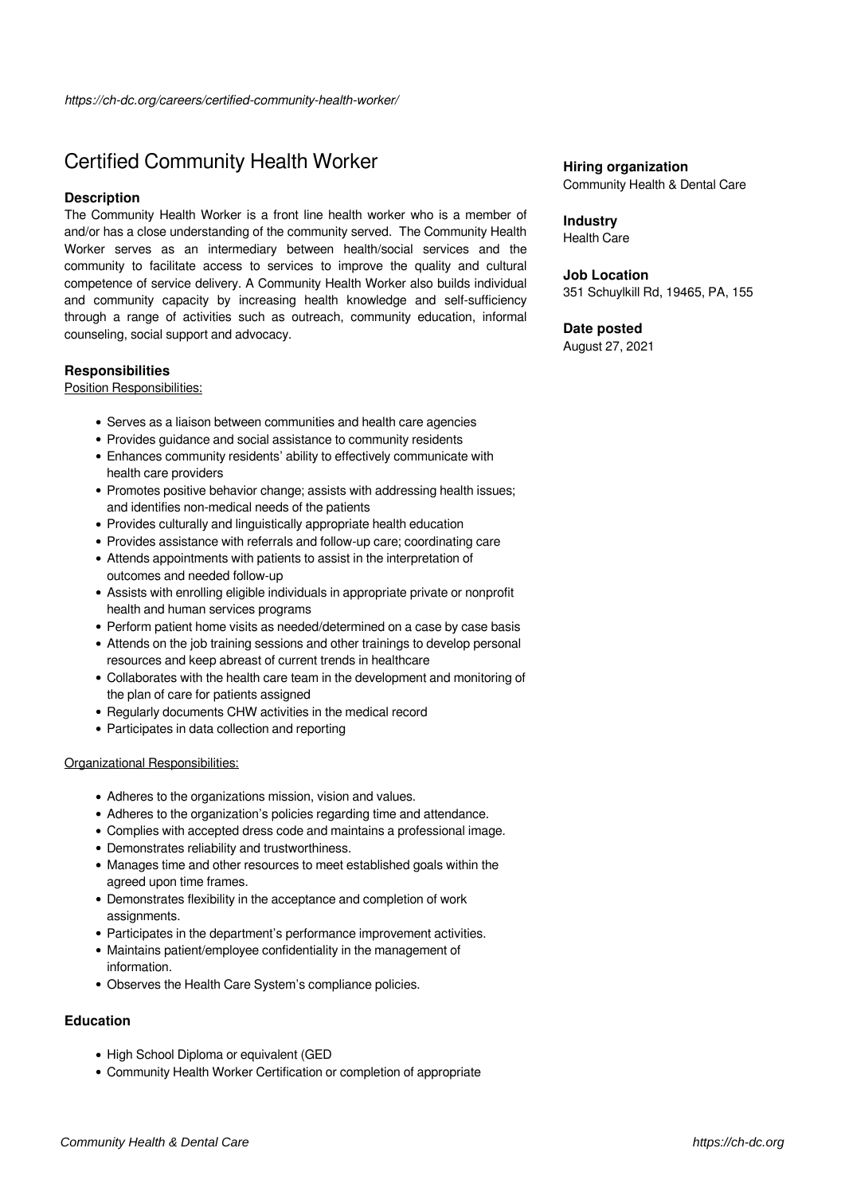https://ch-dc.org/careers/certified-community-health-worker/

# Certified Community Health Worker

### Description

The Community Health Worker is a front line health worker who is a member of and/or has a close understanding of the community served. The Community Health Worker serves as an intermediary between health/social services and the community to facilitate access to services to improve the quality and cultural competence of service delivery. A Community Health Worker also builds individual and community capacity by increasing health knowledge and self-sufficiency through a range of activities such as outreach, community education, informal counseling, social support and advocacy.

### Responsibilities

Position Responsibilities:

- Serves as a liaison between communities and health care agencies
- Provides guidance and social assistance to community residents
- Enhances community residents' ability to effectively communicate with health care providers
- Promotes positive behavior change; assists with addressing health issues; and identifies non-medical needs of the patients
- Provides culturally and linguistically appropriate health education
- Provides assistance with referrals and follow-up care; coordinating care
- Attends appointments with patients to assist in the interpretation of outcomes and needed follow-up
- Assists with enrolling eligible individuals in appropriate private or nonprofit health and human services programs
- Perform patient home visits as needed/determined on a case by case basis
- Attends on the job training sessions and other trainings to develop personal resources and keep abreast of current trends in healthcare
- Collaborates with the health care team in the development and monitoring of the plan of care for patients assigned
- Regularly documents CHW activities in the medical record
- Participates in data collection and reporting

Organizational Responsibilities:

- Adheres to the organizations mission, vision and values.
- Adheres to the organization's policies regarding time and attendance.
- Complies with accepted dress code and maintains a professional image.
- Demonstrates reliability and trustworthiness.
- Manages time and other resources to meet established goals within the agreed upon time frames.
- Demonstrates flexibility in the acceptance and completion of work assignments.
- Participates in the department's performance improvement activities.
- Maintains patient/employee confidentiality in the management of information.
- Observes the Health Care System's compliance policies.

### Education

- High School Diploma or equivalent (GED
- Community Health Worker Certification or completion of appropriate

**Hiring organization**
Community Health & Dental Care

**Industry**
Health Care

**Job Location**
351 Schuylkill Rd, 19465, PA, 155

**Date posted**
August 27, 2021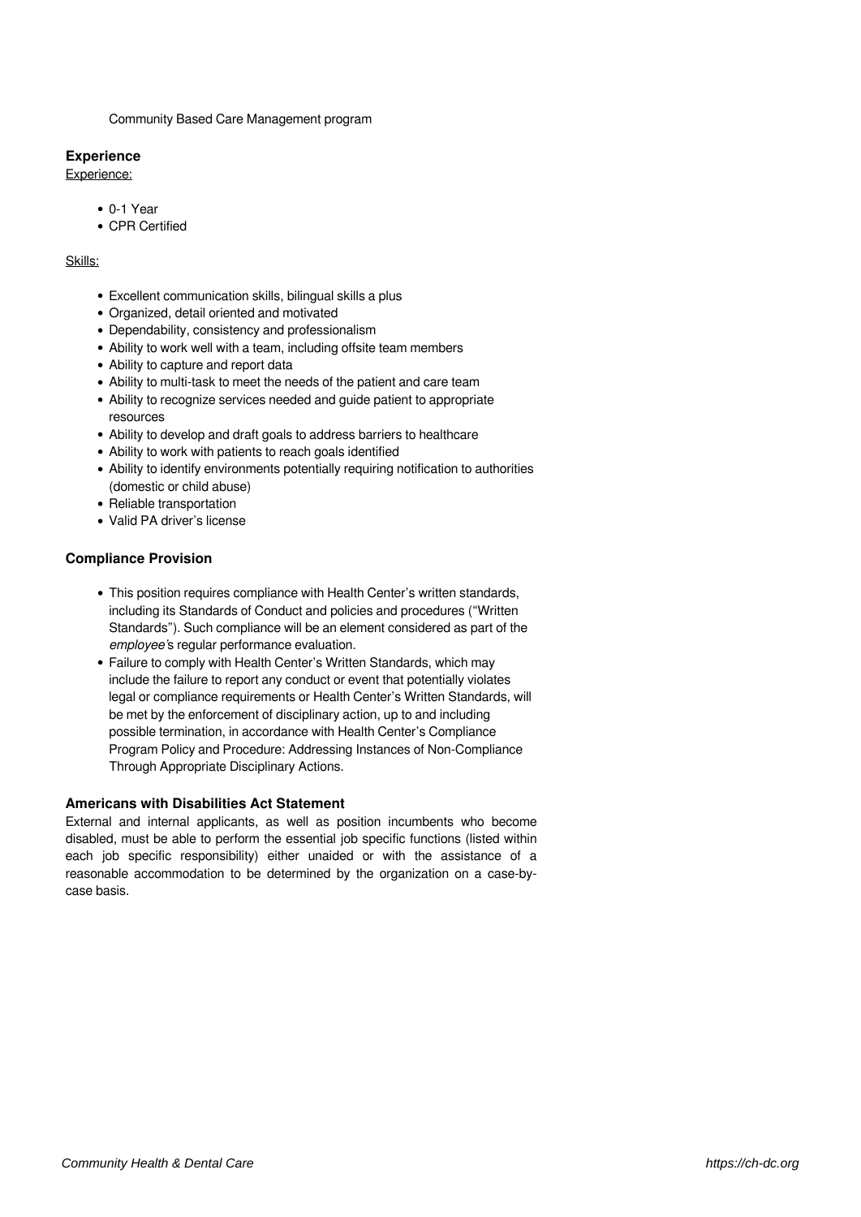Community Based Care Management program

### Experience

Experience:

- 0-1 Year
- CPR Certified

Skills:

- Excellent communication skills, bilingual skills a plus
- Organized, detail oriented and motivated
- Dependability, consistency and professionalism
- Ability to work well with a team, including offsite team members
- Ability to capture and report data
- Ability to multi-task to meet the needs of the patient and care team
- Ability to recognize services needed and guide patient to appropriate resources
- Ability to develop and draft goals to address barriers to healthcare
- Ability to work with patients to reach goals identified
- Ability to identify environments potentially requiring notification to authorities (domestic or child abuse)
- Reliable transportation
- Valid PA driver's license

### Compliance Provision

- This position requires compliance with Health Center's written standards, including its Standards of Conduct and policies and procedures ("Written Standards"). Such compliance will be an element considered as part of the *employee'*s regular performance evaluation.
- Failure to comply with Health Center's Written Standards, which may include the failure to report any conduct or event that potentially violates legal or compliance requirements or Health Center's Written Standards, will be met by the enforcement of disciplinary action, up to and including possible termination, in accordance with Health Center's Compliance Program Policy and Procedure: Addressing Instances of Non-Compliance Through Appropriate Disciplinary Actions.

### Americans with Disabilities Act Statement

External and internal applicants, as well as position incumbents who become disabled, must be able to perform the essential job specific functions (listed within each job specific responsibility) either unaided or with the assistance of a reasonable accommodation to be determined by the organization on a case-by-case basis.